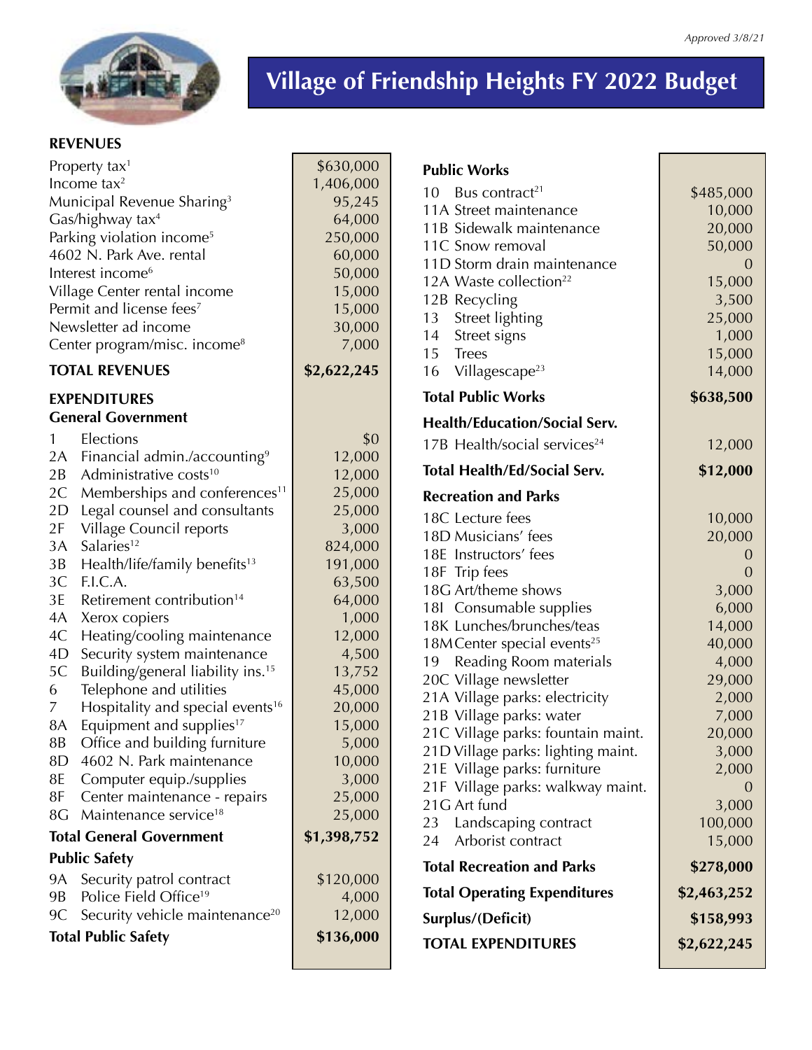*Approved 3/8/21*

# Village of Friendship Heights FY 2022 Budget

## REVENUES

| Item | Amount |
|---|---|
| Property tax[1] | $630,000 |
| Income tax[2] | 1,406,000 |
| Municipal Revenue Sharing[3] | 95,245 |
| Gas/highway tax[4] | 64,000 |
| Parking violation income[5] | 250,000 |
| 4602 N. Park Ave. rental | 60,000 |
| Interest income[6] | 50,000 |
| Village Center rental income | 15,000 |
| Permit and license fees[7] | 15,000 |
| Newsletter ad income | 30,000 |
| Center program/misc. income[8] | 7,000 |
| **TOTAL REVENUES** | **$2,622,245** |

## EXPENDITURES

### General Government

| No. | Item | Amount |
|---|---|---|
| 1 | Elections | $0 |
| 2A | Financial admin./accounting[9] | 12,000 |
| 2B | Administrative costs[10] | 12,000 |
| 2C | Memberships and conferences[11] | 25,000 |
| 2D | Legal counsel and consultants | 25,000 |
| 2F | Village Council reports | 3,000 |
| 3A | Salaries[12] | 824,000 |
| 3B | Health/life/family benefits[13] | 191,000 |
| 3C | F.I.C.A. | 63,500 |
| 3E | Retirement contribution[14] | 64,000 |
| 4A | Xerox copiers | 1,000 |
| 4C | Heating/cooling maintenance | 12,000 |
| 4D | Security system maintenance | 4,500 |
| 5C | Building/general liability ins.[15] | 13,752 |
| 6 | Telephone and utilities | 45,000 |
| 7 | Hospitality and special events[16] | 20,000 |
| 8A | Equipment and supplies[17] | 15,000 |
| 8B | Office and building furniture | 5,000 |
| 8D | 4602 N. Park maintenance | 10,000 |
| 8E | Computer equip./supplies | 3,000 |
| 8F | Center maintenance - repairs | 25,000 |
| 8G | Maintenance service[18] | 25,000 |
| | **Total General Government** | **$1,398,752** |

### Public Safety

| No. | Item | Amount |
|---|---|---|
| 9A | Security patrol contract | $120,000 |
| 9B | Police Field Office[19] | 4,000 |
| 9C | Security vehicle maintenance[20] | 12,000 |
| | **Total Public Safety** | **$136,000** |

### Public Works

| No. | Item | Amount |
|---|---|---|
| 10 | Bus contract[21] | $485,000 |
| 11A | Street maintenance | 10,000 |
| 11B | Sidewalk maintenance | 20,000 |
| 11C | Snow removal | 50,000 |
| 11D | Storm drain maintenance | 0 |
| 12A | Waste collection[22] | 15,000 |
| 12B | Recycling | 3,500 |
| 13 | Street lighting | 25,000 |
| 14 | Street signs | 1,000 |
| 15 | Trees | 15,000 |
| 16 | Villagescape[23] | 14,000 |
| | **Total Public Works** | **$638,500** |

### Health/Education/Social Serv.

| No. | Item | Amount |
|---|---|---|
| 17B | Health/social services[24] | 12,000 |
| | **Total Health/Ed/Social Serv.** | **$12,000** |

### Recreation and Parks

| No. | Item | Amount |
|---|---|---|
| 18C | Lecture fees | 10,000 |
| 18D | Musicians' fees | 20,000 |
| 18E | Instructors' fees | 0 |
| 18F | Trip fees | 0 |
| 18G | Art/theme shows | 3,000 |
| 18I | Consumable supplies | 6,000 |
| 18K | Lunches/brunches/teas | 14,000 |
| 18M | Center special events[25] | 40,000 |
| 19 | Reading Room materials | 4,000 |
| 20C | Village newsletter | 29,000 |
| 21A | Village parks: electricity | 2,000 |
| 21B | Village parks: water | 7,000 |
| 21C | Village parks: fountain maint. | 20,000 |
| 21D | Village parks: lighting maint. | 3,000 |
| 21E | Village parks: furniture | 2,000 |
| 21F | Village parks: walkway maint. | 0 |
| 21G | Art fund | 3,000 |
| 23 | Landscaping contract | 100,000 |
| 24 | Arborist contract | 15,000 |
| | **Total Recreation and Parks** | **$278,000** |

| | |
|---|---|
| **Total Operating Expenditures** | **$2,463,252** |
| **Surplus/(Deficit)** | **$158,993** |
| **TOTAL EXPENDITURES** | **$2,622,245** |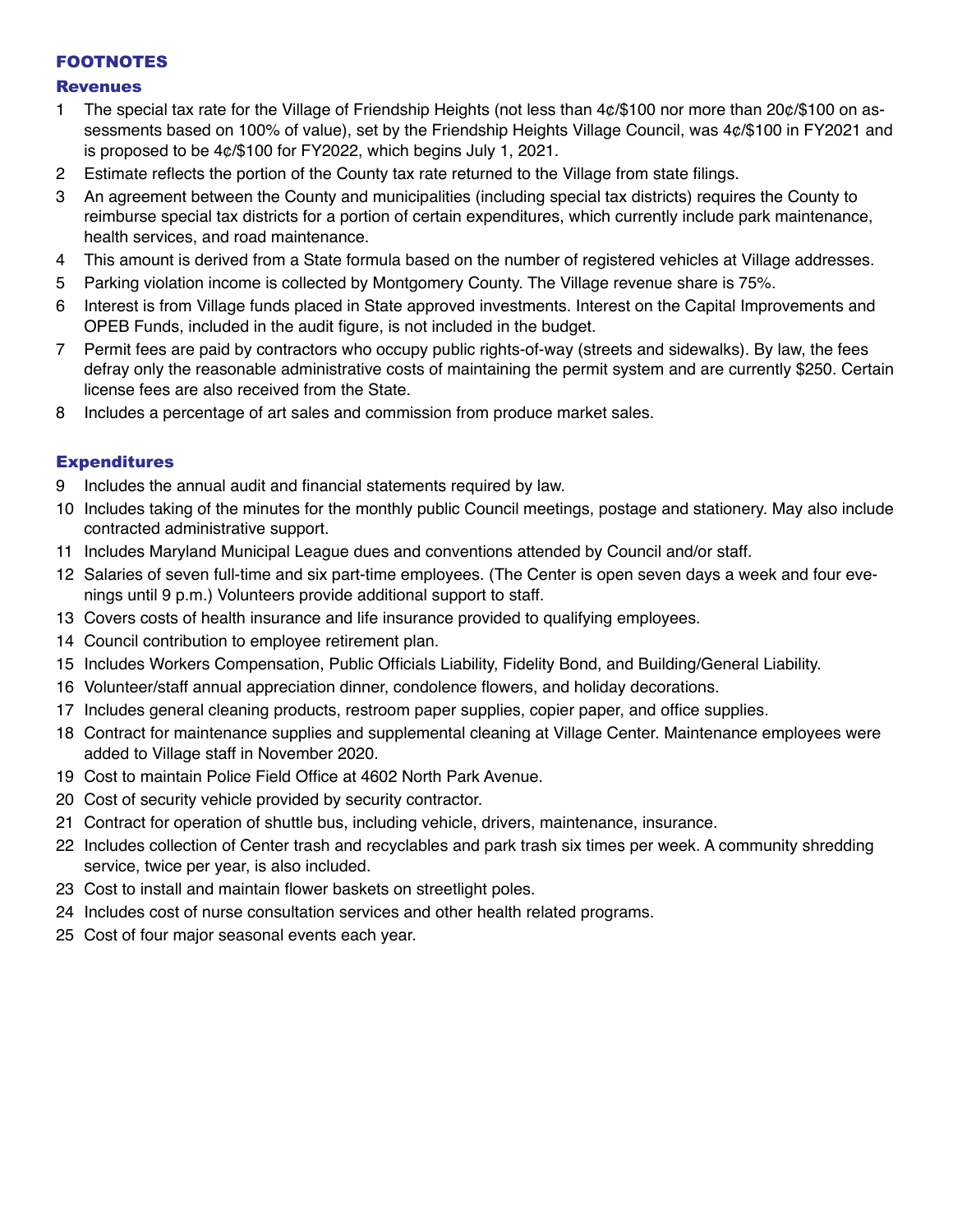## FOOTNOTES

### Revenues

1. The special tax rate for the Village of Friendship Heights (not less than 4¢/$100 nor more than 20¢/$100 on assessments based on 100% of value), set by the Friendship Heights Village Council, was 4¢/$100 in FY2021 and is proposed to be 4¢/$100 for FY2022, which begins July 1, 2021.
2. Estimate reflects the portion of the County tax rate returned to the Village from state filings.
3. An agreement between the County and municipalities (including special tax districts) requires the County to reimburse special tax districts for a portion of certain expenditures, which currently include park maintenance, health services, and road maintenance.
4. This amount is derived from a State formula based on the number of registered vehicles at Village addresses.
5. Parking violation income is collected by Montgomery County. The Village revenue share is 75%.
6. Interest is from Village funds placed in State approved investments. Interest on the Capital Improvements and OPEB Funds, included in the audit figure, is not included in the budget.
7. Permit fees are paid by contractors who occupy public rights-of-way (streets and sidewalks). By law, the fees defray only the reasonable administrative costs of maintaining the permit system and are currently $250. Certain license fees are also received from the State.
8. Includes a percentage of art sales and commission from produce market sales.

### Expenditures

9. Includes the annual audit and financial statements required by law.
10. Includes taking of the minutes for the monthly public Council meetings, postage and stationery. May also include contracted administrative support.
11. Includes Maryland Municipal League dues and conventions attended by Council and/or staff.
12. Salaries of seven full-time and six part-time employees. (The Center is open seven days a week and four evenings until 9 p.m.) Volunteers provide additional support to staff.
13. Covers costs of health insurance and life insurance provided to qualifying employees.
14. Council contribution to employee retirement plan.
15. Includes Workers Compensation, Public Officials Liability, Fidelity Bond, and Building/General Liability.
16. Volunteer/staff annual appreciation dinner, condolence flowers, and holiday decorations.
17. Includes general cleaning products, restroom paper supplies, copier paper, and office supplies.
18. Contract for maintenance supplies and supplemental cleaning at Village Center. Maintenance employees were added to Village staff in November 2020.
19. Cost to maintain Police Field Office at 4602 North Park Avenue.
20. Cost of security vehicle provided by security contractor.
21. Contract for operation of shuttle bus, including vehicle, drivers, maintenance, insurance.
22. Includes collection of Center trash and recyclables and park trash six times per week. A community shredding service, twice per year, is also included.
23. Cost to install and maintain flower baskets on streetlight poles.
24. Includes cost of nurse consultation services and other health related programs.
25. Cost of four major seasonal events each year.